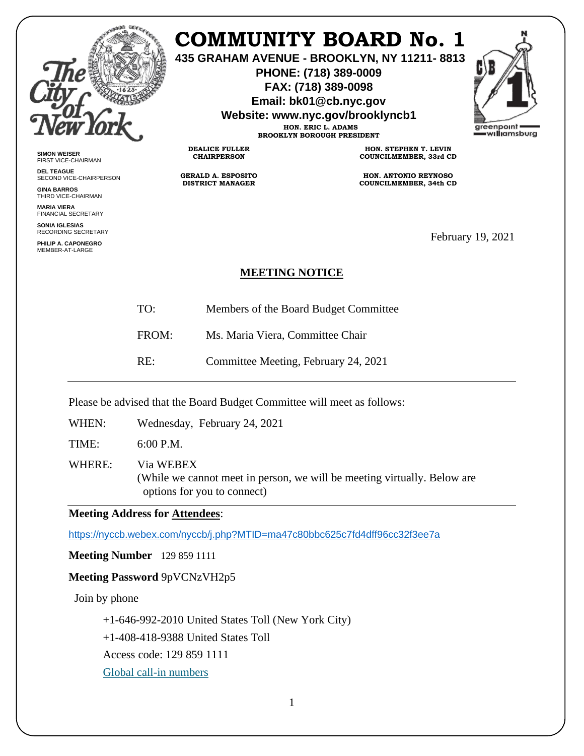# COMMUNITY BOARD No. 1

**435 GRAHAM AVENUE - BROOKLYN, NY 11211- 8813**
**PHONE: (718) 389-0009**
**FAX: (718) 389-0098**
**Email: bk01@cb.nyc.gov**
**Website: www.nyc.gov/brooklyncb1**

**HON. ERIC L. ADAMS**
**BROOKLYN BOROUGH PRESIDENT**

**DEALICE FULLER**
**CHAIRPERSON**

**HON. STEPHEN T. LEVIN**
**COUNCILMEMBER, 33rd CD**

**GERALD A. ESPOSITO**
**DISTRICT MANAGER**

**HON. ANTONIO REYNOSO**
**COUNCILMEMBER, 34th CD**

**SIMON WEISER**
FIRST VICE-CHAIRMAN

**DEL TEAGUE**
SECOND VICE-CHAIRPERSON

**GINA BARROS**
THIRD VICE-CHAIRMAN

**MARIA VIERA**
FINANCIAL SECRETARY

**SONIA IGLESIAS**
RECORDING SECRETARY

**PHILIP A. CAPONEGRO**
MEMBER-AT-LARGE

February 19, 2021

## MEETING NOTICE

TO: Members of the Board Budget Committee

FROM: Ms. Maria Viera, Committee Chair

RE: Committee Meeting, February 24, 2021

---

Please be advised that the Board Budget Committee will meet as follows:

WHEN: Wednesday, February 24, 2021

TIME: 6:00 P.M.

WHERE: Via WEBEX
(While we cannot meet in person, we will be meeting virtually. Below are options for you to connect)

---

**Meeting Address for Attendees**:

https://nyccb.webex.com/nyccb/j.php?MTID=ma47c80bbc625c7fd4dff96cc32f3ee7a

**Meeting Number** 129 859 1111

**Meeting Password** 9pVCNzVH2p5

Join by phone

+1-646-992-2010 United States Toll (New York City)
+1-408-418-9388 United States Toll
Access code: 129 859 1111
Global call-in numbers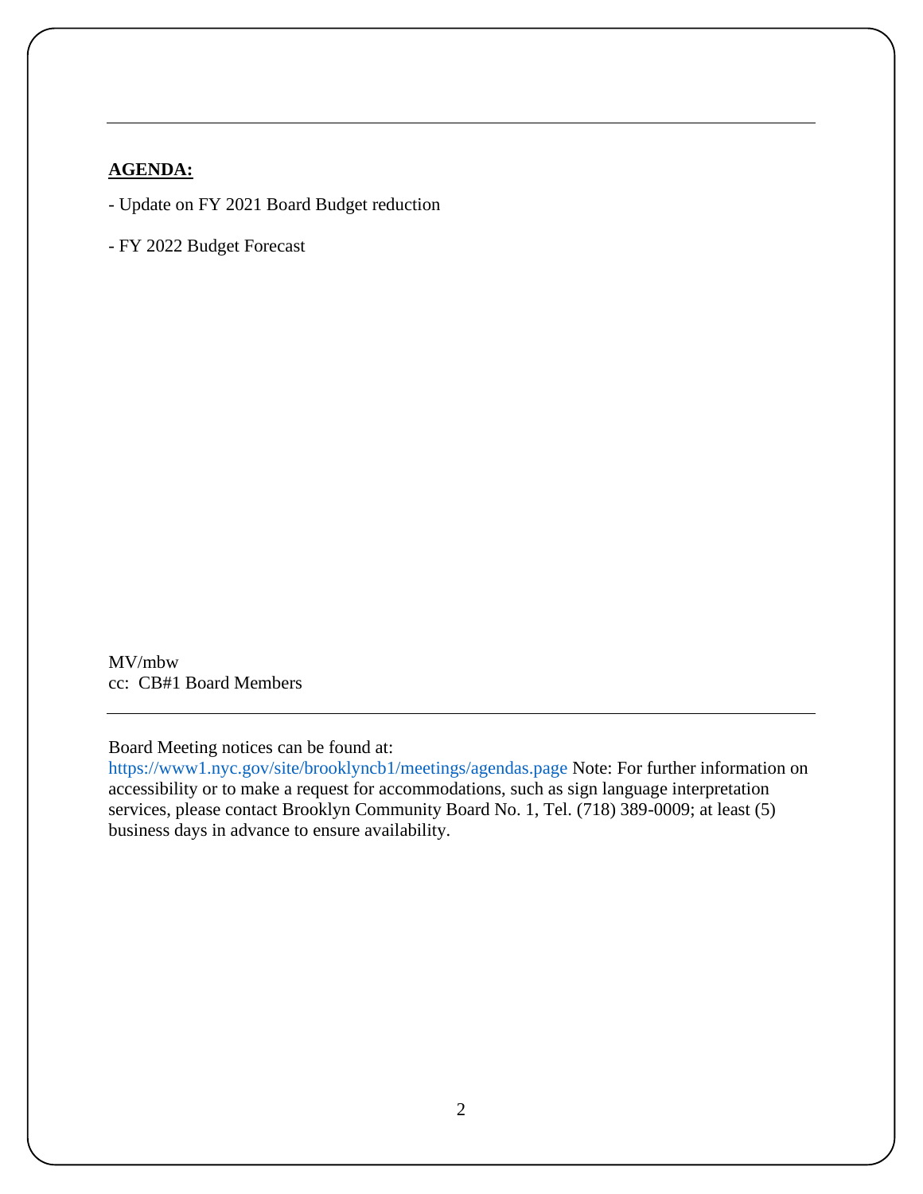**AGENDA:**

- Update on FY 2021 Board Budget reduction

- FY 2022 Budget Forecast

MV/mbw
cc: CB#1 Board Members

---

Board Meeting notices can be found at:
https://www1.nyc.gov/site/brooklyncb1/meetings/agendas.page Note: For further information on accessibility or to make a request for accommodations, such as sign language interpretation services, please contact Brooklyn Community Board No. 1, Tel. (718) 389-0009; at least (5) business days in advance to ensure availability.